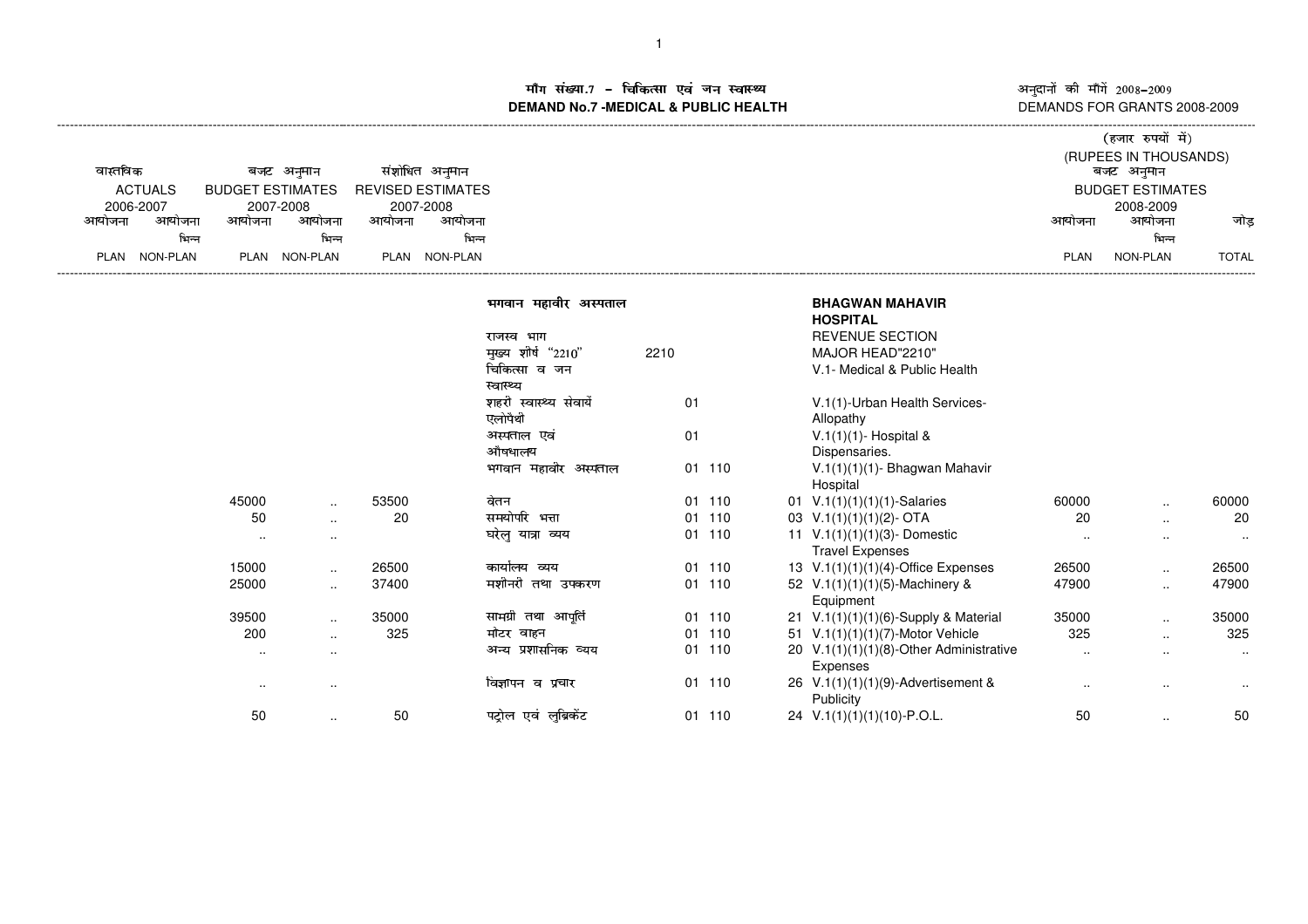# माँग संख्या.7 - चिकित्सा एवं जन स्वास्थ्य
# DEMAND No.7 -MEDICAL & PUBLIC HEALTH

अनुदानों की माँगें 2008-2009
DEMANDS FOR GRANTS 2008-2009

(हजार रुपयों में)
(RUPEES IN THOUSANDS)

| वास्तविक ACTUALS 2006-2007 | | बजट अनुमान BUDGET ESTIMATES 2007-2008 | | संशोधित अनुमान REVISED ESTIMATES 2007-2008 | | | | | | | बजट अनुमान BUDGET ESTIMATES 2008-2009 | | |
|---|---|---|---|---|---|---|---|---|---|---|---|---|---|
| आयोजना PLAN | आयोजना भिन्न NON-PLAN | आयोजना PLAN | आयोजना भिन्न NON-PLAN | आयोजना PLAN | आयोजना भिन्न NON-PLAN | | | | | | आयोजना PLAN | आयोजना भिन्न NON-PLAN | जोड़ TOTAL |
| | | | | | | भगवान महावीर अस्पताल | | | | BHAGWAN MAHAVIR HOSPITAL | | | |
| | | | | | | राजस्व भाग | | | | REVENUE SECTION | | | |
| | | | | | | मुख्य शीर्ष "2210" | 2210 | | | MAJOR HEAD"2210" | | | |
| | | | | | | चिकित्सा व जन स्वास्थ्य | | | | V.1- Medical & Public Health | | | |
| | | | | | | शहरी स्वास्थ्य सेवायें एलोपैथी | 01 | | | V.1(1)-Urban Health Services-Allopathy | | | |
| | | | | | | अस्पताल एवं औषधालय | 01 | | | V.1(1)(1)- Hospital & Dispensaries. | | | |
| | | | | | | भगवान महावीर अस्पताल | 01 | 110 | | V.1(1)(1)(1)- Bhagwan Mahavir Hospital | | | |
| | | 45000 | .. | 53500 | | वेतन | 01 | 110 | 01 | V.1(1)(1)(1)(1)-Salaries | 60000 | .. | 60000 |
| | | 50 | .. | 20 | | सम्योपरि भत्ता | 01 | 110 | 03 | V.1(1)(1)(1)(2)- OTA | 20 | .. | 20 |
| | | .. | .. | | | घरेलु यात्रा व्यय | 01 | 110 | 11 | V.1(1)(1)(1)(3)- Domestic Travel Expenses | .. | .. | .. |
| | | 15000 | .. | 26500 | | कार्यालय व्यय | 01 | 110 | 13 | V.1(1)(1)(1)(4)-Office Expenses | 26500 | .. | 26500 |
| | | 25000 | .. | 37400 | | मशीनरी तथा उपकरण | 01 | 110 | 52 | V.1(1)(1)(1)(5)-Machinery & Equipment | 47900 | .. | 47900 |
| | | 39500 | .. | 35000 | | सामग्री तथा आपूर्ति | 01 | 110 | 21 | V.1(1)(1)(1)(6)-Supply & Material | 35000 | .. | 35000 |
| | | 200 | .. | 325 | | मोटर वाहन | 01 | 110 | 51 | V.1(1)(1)(1)(7)-Motor Vehicle | 325 | .. | 325 |
| | | .. | .. | | | अन्य प्रशासनिक व्यय | 01 | 110 | 20 | V.1(1)(1)(1)(8)-Other Administrative Expenses | .. | .. | .. |
| | | .. | .. | | | विज्ञापन व प्रचार | 01 | 110 | 26 | V.1(1)(1)(1)(9)-Advertisement & Publicity | .. | .. | .. |
| | | 50 | .. | 50 | | पट्रोल एवं लुब्रिकेंट | 01 | 110 | 24 | V.1(1)(1)(1)(10)-P.O.L. | 50 | .. | 50 |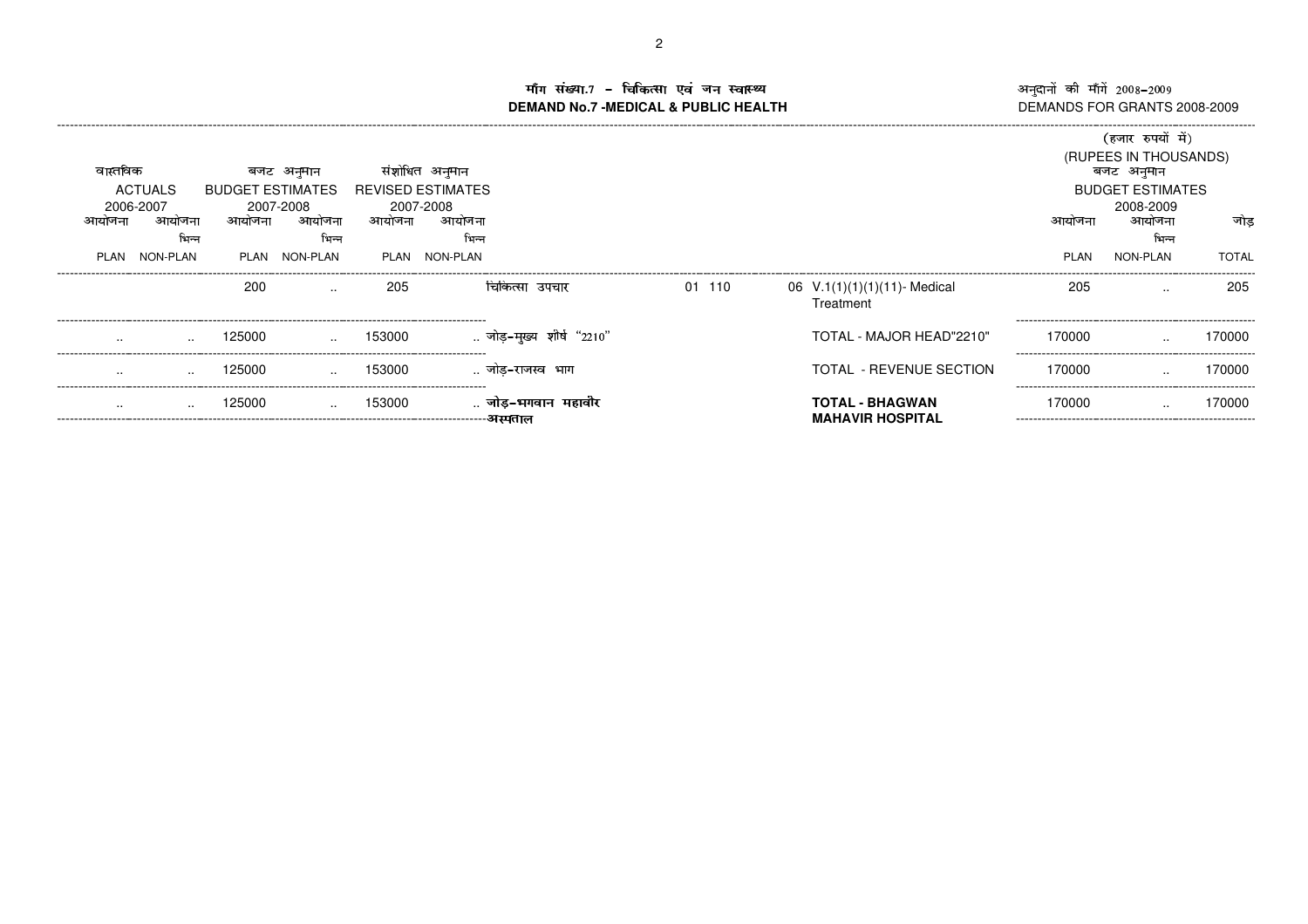# माँग संख्या.7 – चिकित्सा एवं जन स्वास्थ्य
## DEMAND No.7 -MEDICAL & PUBLIC HEALTH

अनुदानों की माँगें 2008–2009
DEMANDS FOR GRANTS 2008-2009

(हजार रुपयों में)
(RUPEES IN THOUSANDS)

| वास्तविक ACTUALS 2006-2007 | | बजट अनुमान BUDGET ESTIMATES 2007-2008 | | संशोधित अनुमान REVISED ESTIMATES 2007-2008 | | | | | | बजट अनुमान BUDGET ESTIMATES 2008-2009 | | |
|---|---|---|---|---|---|---|---|---|---|---|---|---|
| आयोजना PLAN | आयोजना भिन्न NON-PLAN | आयोजना PLAN | आयोजना भिन्न NON-PLAN | आयोजना PLAN | आयोजना भिन्न NON-PLAN | | | | | आयोजना PLAN | आयोजना भिन्न NON-PLAN | जोड़ TOTAL |
| | | 200 | .. | 205 | | चिकित्सा उपचार | 01 110 | 06 | V.1(1)(1)(1)(11)- Medical Treatment | 205 | .. | 205 |
| .. | .. | 125000 | .. | 153000 | .. | जोड़-मुख्य शीर्ष "2210" | | | TOTAL - MAJOR HEAD"2210" | 170000 | .. | 170000 |
| .. | .. | 125000 | .. | 153000 | .. | जोड़-राजस्व भाग | | | TOTAL - REVENUE SECTION | 170000 | .. | 170000 |
| .. | .. | 125000 | .. | 153000 | .. | **जोड़-भगवान महावीर अस्पताल** | | | **TOTAL - BHAGWAN MAHAVIR HOSPITAL** | 170000 | .. | 170000 |